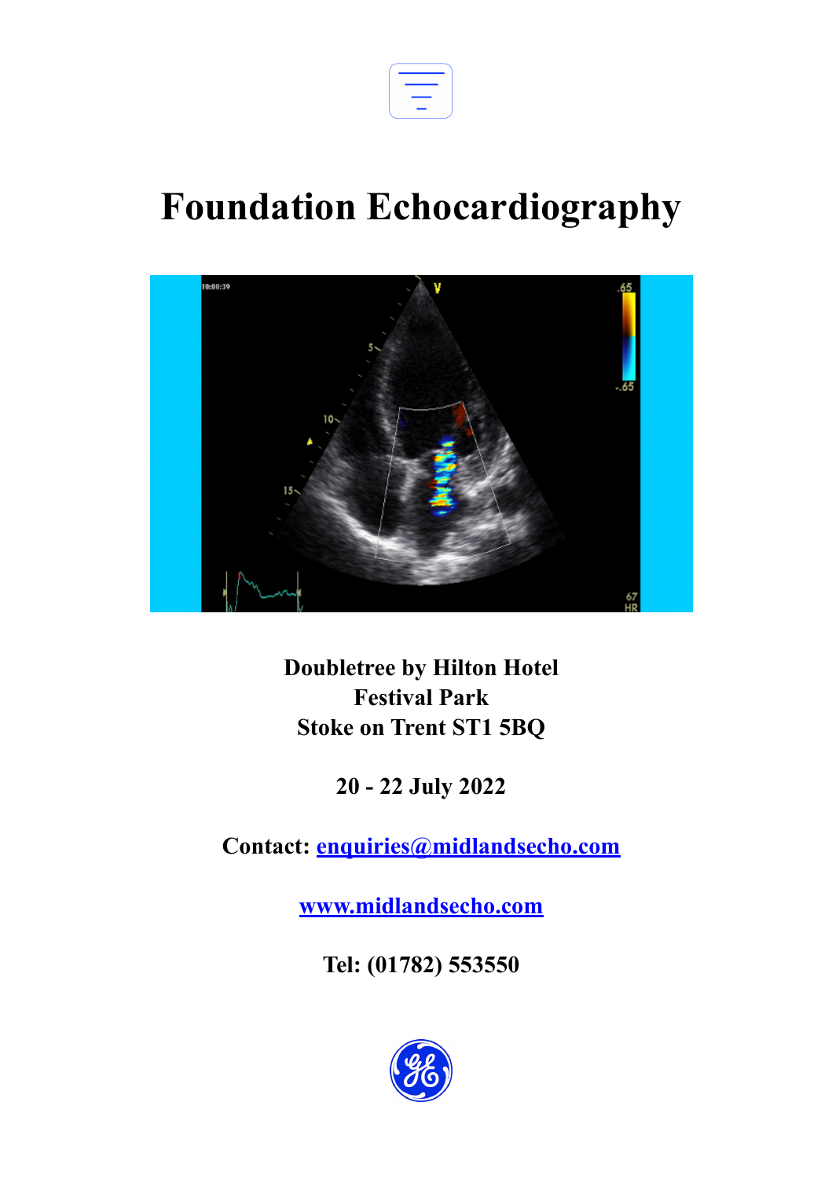# Foundation Echocardiography

**Doubletree by Hilton Hotel**
**Festival Park**
**Stoke on Trent ST1 5BQ**

**20 - 22 July 2022**

**Contact: [enquiries@midlandsecho.com](mailto:enquiries@midlandsecho.com)**

**[www.midlandsecho.com](http://www.midlandsecho.com)**

**Tel: (01782) 553550**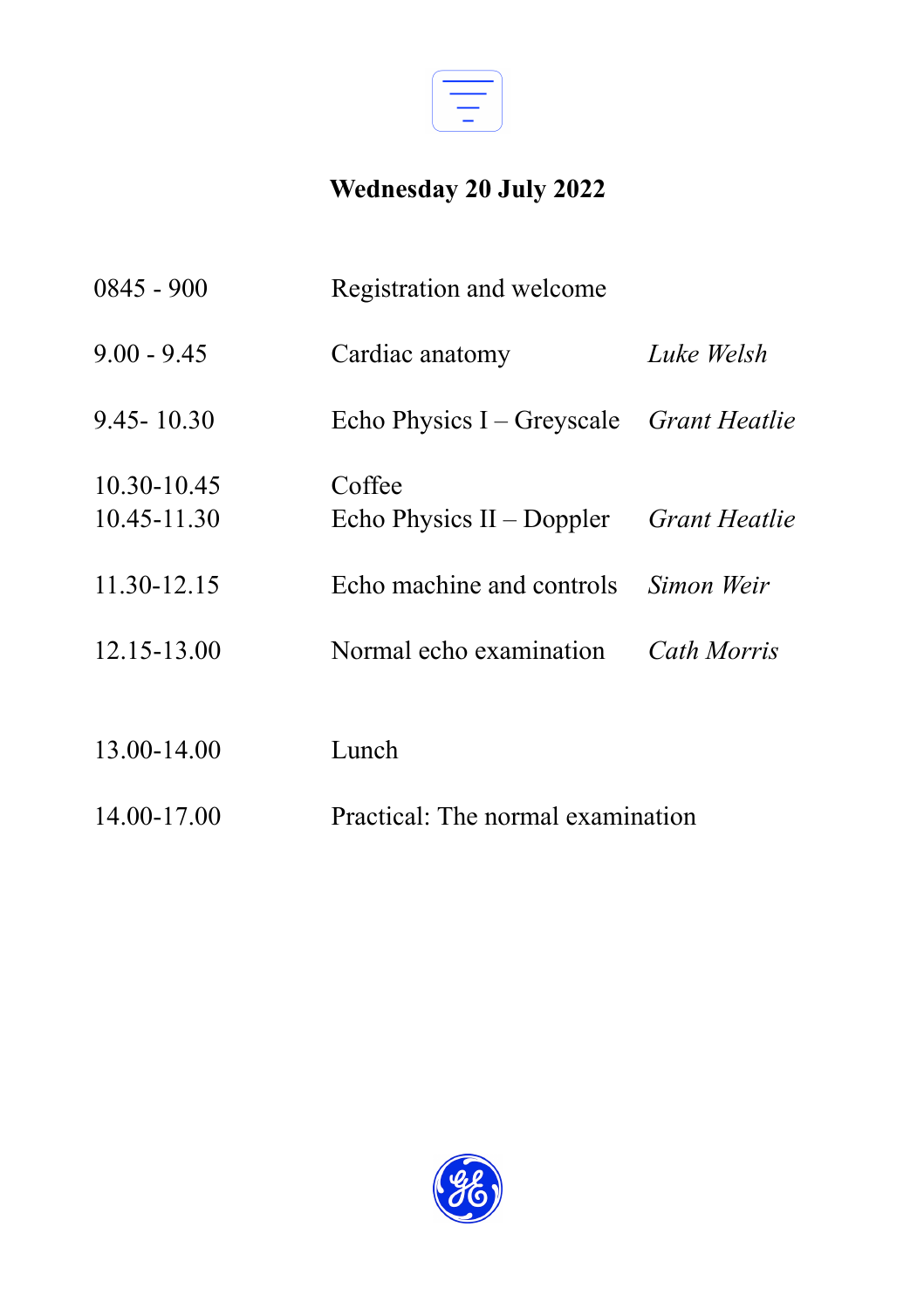## Wednesday 20 July 2022

| | | |
|---|---|---|
| 0845 - 900 | Registration and welcome | |
| 9.00 - 9.45 | Cardiac anatomy | *Luke Welsh* |
| 9.45- 10.30 | Echo Physics I – Greyscale | *Grant Heatlie* |
| 10.30-10.45 | Coffee | |
| 10.45-11.30 | Echo Physics II – Doppler | *Grant Heatlie* |
| 11.30-12.15 | Echo machine and controls | *Simon Weir* |
| 12.15-13.00 | Normal echo examination | *Cath Morris* |
| 13.00-14.00 | Lunch | |
| 14.00-17.00 | Practical: The normal examination | |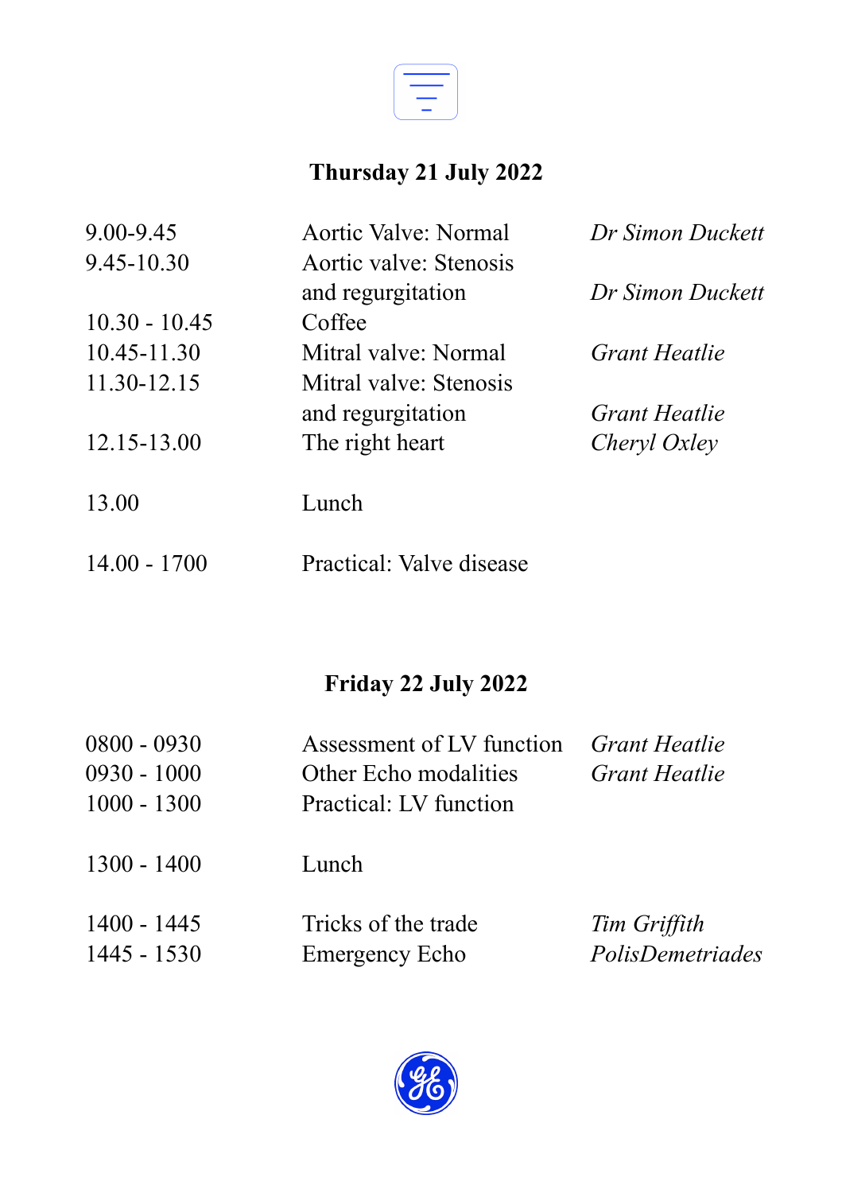## Thursday 21 July 2022

| | | |
|---|---|---|
| 9.00-9.45 | Aortic Valve: Normal | *Dr Simon Duckett* |
| 9.45-10.30 | Aortic valve: Stenosis and regurgitation | *Dr Simon Duckett* |
| 10.30 - 10.45 | Coffee | |
| 10.45-11.30 | Mitral valve: Normal | *Grant Heatlie* |
| 11.30-12.15 | Mitral valve: Stenosis and regurgitation | *Grant Heatlie* |
| 12.15-13.00 | The right heart | *Cheryl Oxley* |
| 13.00 | Lunch | |
| 14.00 - 1700 | Practical: Valve disease | |

## Friday 22 July 2022

| | | |
|---|---|---|
| 0800 - 0930 | Assessment of LV function | *Grant Heatlie* |
| 0930 - 1000 | Other Echo modalities | *Grant Heatlie* |
| 1000 - 1300 | Practical: LV function | |
| 1300 - 1400 | Lunch | |
| 1400 - 1445 | Tricks of the trade | *Tim Griffith* |
| 1445 - 1530 | Emergency Echo | *PolisDemetriades* |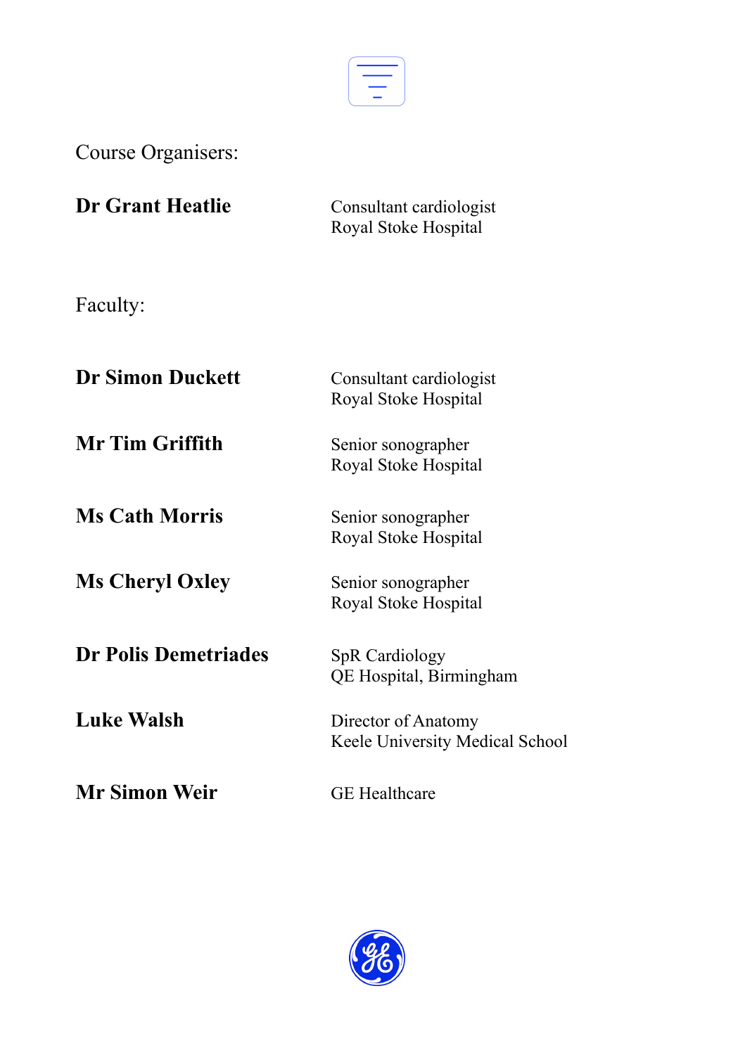Course Organisers:

**Dr Grant Heatlie**

Consultant cardiologist
Royal Stoke Hospital

Faculty:

**Dr Simon Duckett**

Consultant cardiologist
Royal Stoke Hospital

**Mr Tim Griffith**

Senior sonographer
Royal Stoke Hospital

**Ms Cath Morris**

Senior sonographer
Royal Stoke Hospital

**Ms Cheryl Oxley**

Senior sonographer
Royal Stoke Hospital

**Dr Polis Demetriades**

SpR Cardiology
QE Hospital, Birmingham

**Luke Walsh**

Director of Anatomy
Keele University Medical School

**Mr Simon Weir**

GE Healthcare